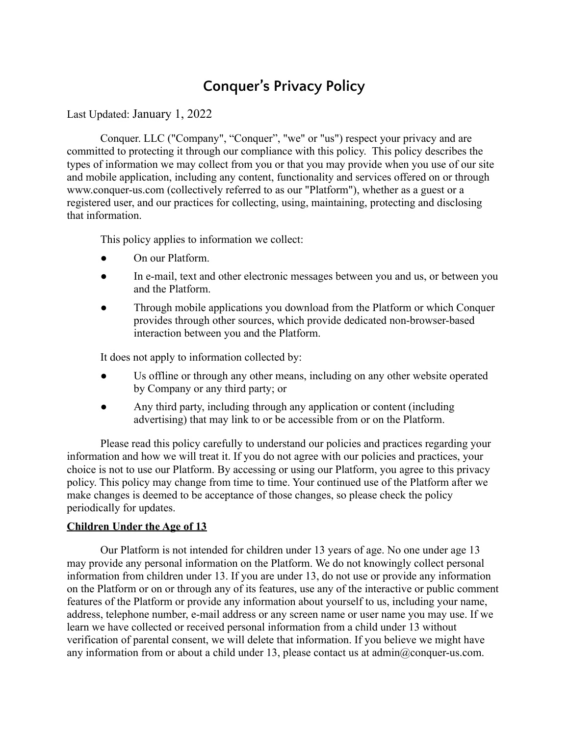# Conquer's Privacy Policy

Last Updated: January 1, 2022

Conquer. LLC ("Company", "Conquer", "we" or "us") respect your privacy and are committed to protecting it through our compliance with this policy. This policy describes the types of information we may collect from you or that you may provide when you use of our site and mobile application, including any content, functionality and services offered on or through www.conquer-us.com (collectively referred to as our "Platform"), whether as a guest or a registered user, and our practices for collecting, using, maintaining, protecting and disclosing that information.

This policy applies to information we collect:

- On our Platform.
- In e-mail, text and other electronic messages between you and us, or between you and the Platform.
- Through mobile applications you download from the Platform or which Conquer provides through other sources, which provide dedicated non-browser-based interaction between you and the Platform.

It does not apply to information collected by:

- Us offline or through any other means, including on any other website operated by Company or any third party; or
- Any third party, including through any application or content (including advertising) that may link to or be accessible from or on the Platform.

Please read this policy carefully to understand our policies and practices regarding your information and how we will treat it. If you do not agree with our policies and practices, your choice is not to use our Platform. By accessing or using our Platform, you agree to this privacy policy. This policy may change from time to time. Your continued use of the Platform after we make changes is deemed to be acceptance of those changes, so please check the policy periodically for updates.

**Children Under the Age of 13**

Our Platform is not intended for children under 13 years of age. No one under age 13 may provide any personal information on the Platform. We do not knowingly collect personal information from children under 13. If you are under 13, do not use or provide any information on the Platform or on or through any of its features, use any of the interactive or public comment features of the Platform or provide any information about yourself to us, including your name, address, telephone number, e-mail address or any screen name or user name you may use. If we learn we have collected or received personal information from a child under 13 without verification of parental consent, we will delete that information. If you believe we might have any information from or about a child under 13, please contact us at admin@conquer-us.com.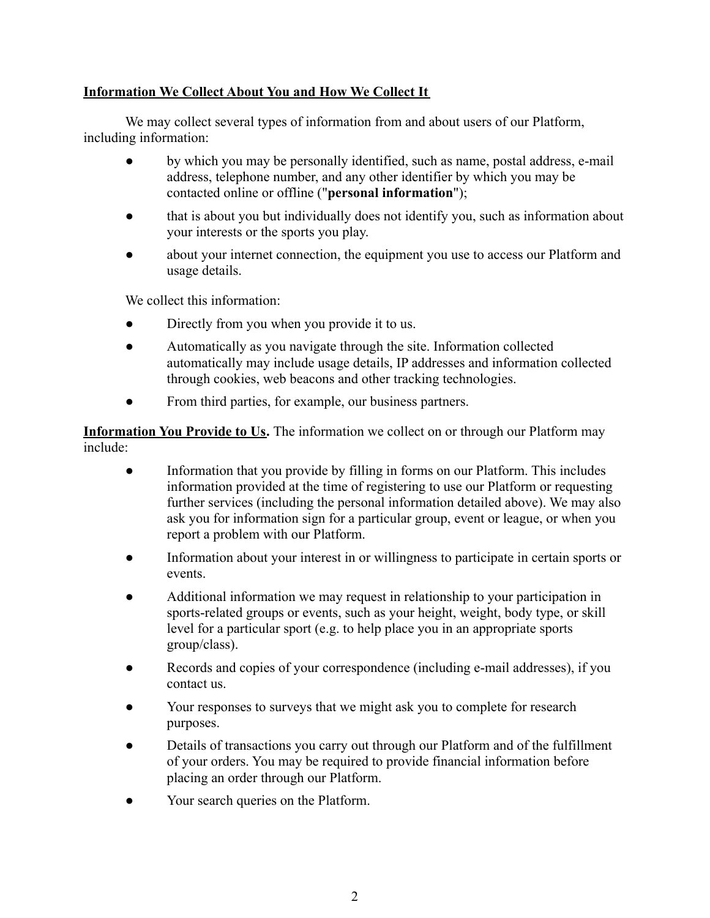**<u>Information We Collect About You and How We Collect It</u>**

We may collect several types of information from and about users of our Platform, including information:

- by which you may be personally identified, such as name, postal address, e-mail address, telephone number, and any other identifier by which you may be contacted online or offline ("**personal information**");
- that is about you but individually does not identify you, such as information about your interests or the sports you play.
- about your internet connection, the equipment you use to access our Platform and usage details.

We collect this information:

- Directly from you when you provide it to us.
- Automatically as you navigate through the site. Information collected automatically may include usage details, IP addresses and information collected through cookies, web beacons and other tracking technologies.
- From third parties, for example, our business partners.

**<u>Information You Provide to Us</u>.** The information we collect on or through our Platform may include:

- Information that you provide by filling in forms on our Platform. This includes information provided at the time of registering to use our Platform or requesting further services (including the personal information detailed above). We may also ask you for information sign for a particular group, event or league, or when you report a problem with our Platform.
- Information about your interest in or willingness to participate in certain sports or events.
- Additional information we may request in relationship to your participation in sports-related groups or events, such as your height, weight, body type, or skill level for a particular sport (e.g. to help place you in an appropriate sports group/class).
- Records and copies of your correspondence (including e-mail addresses), if you contact us.
- Your responses to surveys that we might ask you to complete for research purposes.
- Details of transactions you carry out through our Platform and of the fulfillment of your orders. You may be required to provide financial information before placing an order through our Platform.
- Your search queries on the Platform.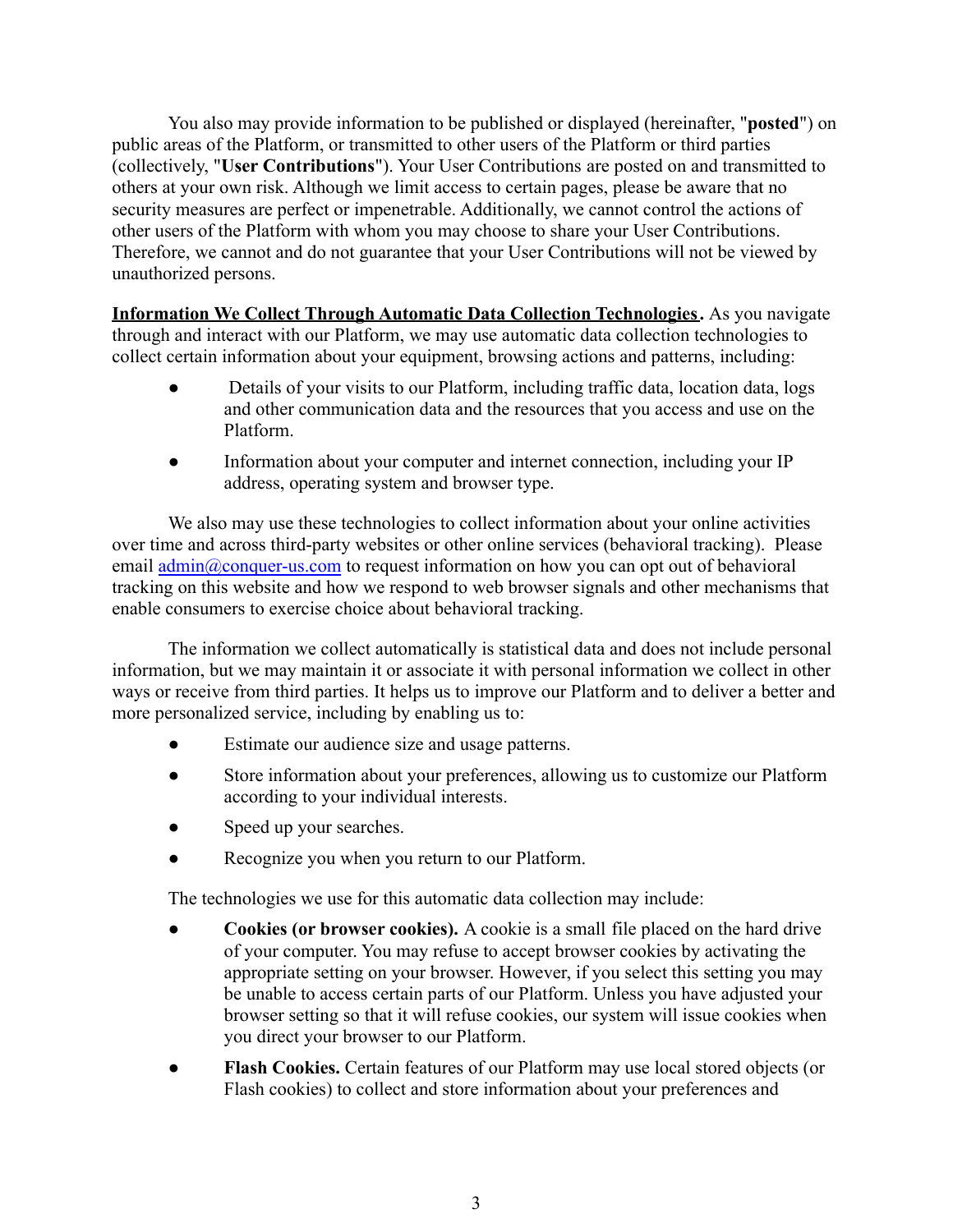You also may provide information to be published or displayed (hereinafter, "**posted**") on public areas of the Platform, or transmitted to other users of the Platform or third parties (collectively, "**User Contributions**"). Your User Contributions are posted on and transmitted to others at your own risk. Although we limit access to certain pages, please be aware that no security measures are perfect or impenetrable. Additionally, we cannot control the actions of other users of the Platform with whom you may choose to share your User Contributions. Therefore, we cannot and do not guarantee that your User Contributions will not be viewed by unauthorized persons.

**Information We Collect Through Automatic Data Collection Technologies.** As you navigate through and interact with our Platform, we may use automatic data collection technologies to collect certain information about your equipment, browsing actions and patterns, including:

- Details of your visits to our Platform, including traffic data, location data, logs and other communication data and the resources that you access and use on the Platform.
- Information about your computer and internet connection, including your IP address, operating system and browser type.

We also may use these technologies to collect information about your online activities over time and across third-party websites or other online services (behavioral tracking). Please email admin@conquer-us.com to request information on how you can opt out of behavioral tracking on this website and how we respond to web browser signals and other mechanisms that enable consumers to exercise choice about behavioral tracking.

The information we collect automatically is statistical data and does not include personal information, but we may maintain it or associate it with personal information we collect in other ways or receive from third parties. It helps us to improve our Platform and to deliver a better and more personalized service, including by enabling us to:

- Estimate our audience size and usage patterns.
- Store information about your preferences, allowing us to customize our Platform according to your individual interests.
- Speed up your searches.
- Recognize you when you return to our Platform.

The technologies we use for this automatic data collection may include:

- **Cookies (or browser cookies).** A cookie is a small file placed on the hard drive of your computer. You may refuse to accept browser cookies by activating the appropriate setting on your browser. However, if you select this setting you may be unable to access certain parts of our Platform. Unless you have adjusted your browser setting so that it will refuse cookies, our system will issue cookies when you direct your browser to our Platform.
- **Flash Cookies.** Certain features of our Platform may use local stored objects (or Flash cookies) to collect and store information about your preferences and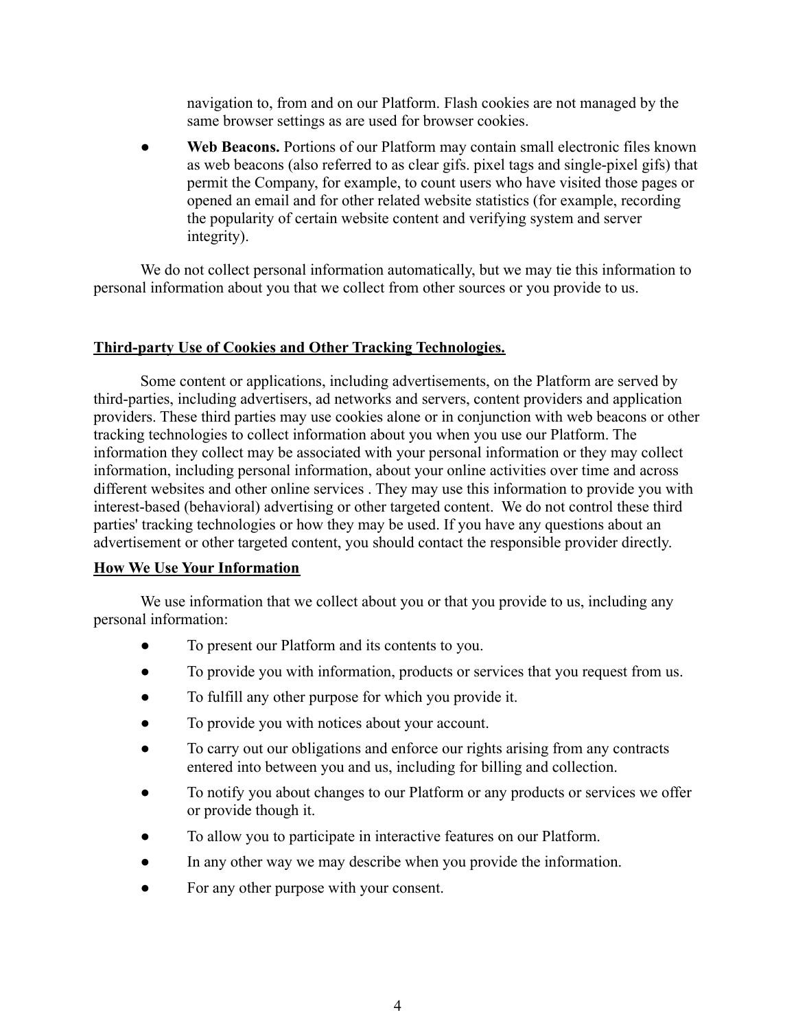navigation to, from and on our Platform. Flash cookies are not managed by the same browser settings as are used for browser cookies.

- **Web Beacons.** Portions of our Platform may contain small electronic files known as web beacons (also referred to as clear gifs. pixel tags and single-pixel gifs) that permit the Company, for example, to count users who have visited those pages or opened an email and for other related website statistics (for example, recording the popularity of certain website content and verifying system and server integrity).

We do not collect personal information automatically, but we may tie this information to personal information about you that we collect from other sources or you provide to us.

**Third-party Use of Cookies and Other Tracking Technologies.**

Some content or applications, including advertisements, on the Platform are served by third-parties, including advertisers, ad networks and servers, content providers and application providers. These third parties may use cookies alone or in conjunction with web beacons or other tracking technologies to collect information about you when you use our Platform. The information they collect may be associated with your personal information or they may collect information, including personal information, about your online activities over time and across different websites and other online services . They may use this information to provide you with interest-based (behavioral) advertising or other targeted content. We do not control these third parties' tracking technologies or how they may be used. If you have any questions about an advertisement or other targeted content, you should contact the responsible provider directly.

**How We Use Your Information**

We use information that we collect about you or that you provide to us, including any personal information:

- To present our Platform and its contents to you.
- To provide you with information, products or services that you request from us.
- To fulfill any other purpose for which you provide it.
- To provide you with notices about your account.
- To carry out our obligations and enforce our rights arising from any contracts entered into between you and us, including for billing and collection.
- To notify you about changes to our Platform or any products or services we offer or provide though it.
- To allow you to participate in interactive features on our Platform.
- In any other way we may describe when you provide the information.
- For any other purpose with your consent.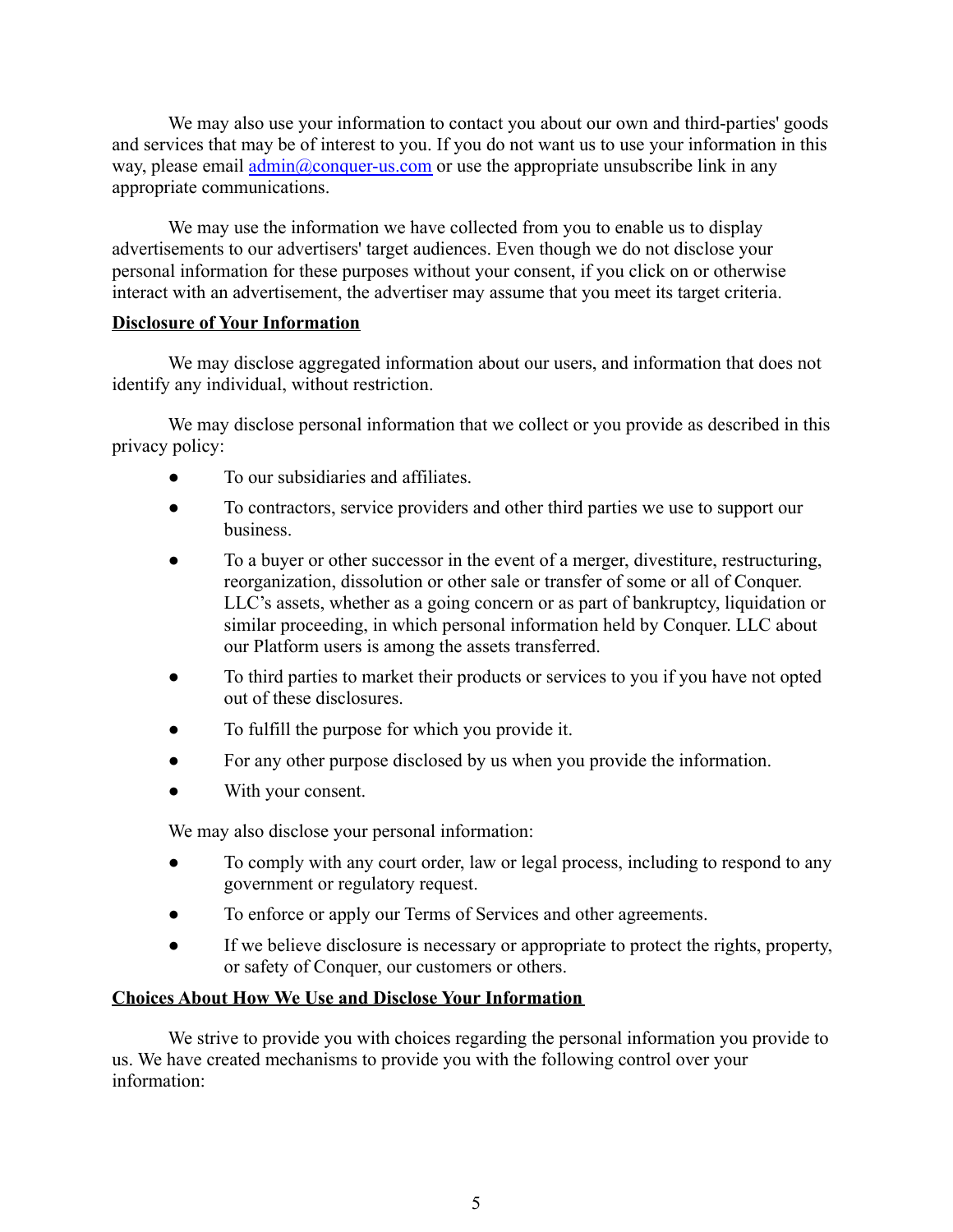We may also use your information to contact you about our own and third-parties' goods and services that may be of interest to you. If you do not want us to use your information in this way, please email [admin@conquer-us.com](mailto:admin@conquer-us.com) or use the appropriate unsubscribe link in any appropriate communications.

We may use the information we have collected from you to enable us to display advertisements to our advertisers' target audiences. Even though we do not disclose your personal information for these purposes without your consent, if you click on or otherwise interact with an advertisement, the advertiser may assume that you meet its target criteria.

**Disclosure of Your Information**

We may disclose aggregated information about our users, and information that does not identify any individual, without restriction.

We may disclose personal information that we collect or you provide as described in this privacy policy:

- To our subsidiaries and affiliates.
- To contractors, service providers and other third parties we use to support our business.
- To a buyer or other successor in the event of a merger, divestiture, restructuring, reorganization, dissolution or other sale or transfer of some or all of Conquer. LLC's assets, whether as a going concern or as part of bankruptcy, liquidation or similar proceeding, in which personal information held by Conquer. LLC about our Platform users is among the assets transferred.
- To third parties to market their products or services to you if you have not opted out of these disclosures.
- To fulfill the purpose for which you provide it.
- For any other purpose disclosed by us when you provide the information.
- With your consent.

We may also disclose your personal information:

- To comply with any court order, law or legal process, including to respond to any government or regulatory request.
- To enforce or apply our Terms of Services and other agreements.
- If we believe disclosure is necessary or appropriate to protect the rights, property, or safety of Conquer, our customers or others.

**Choices About How We Use and Disclose Your Information**

We strive to provide you with choices regarding the personal information you provide to us. We have created mechanisms to provide you with the following control over your information: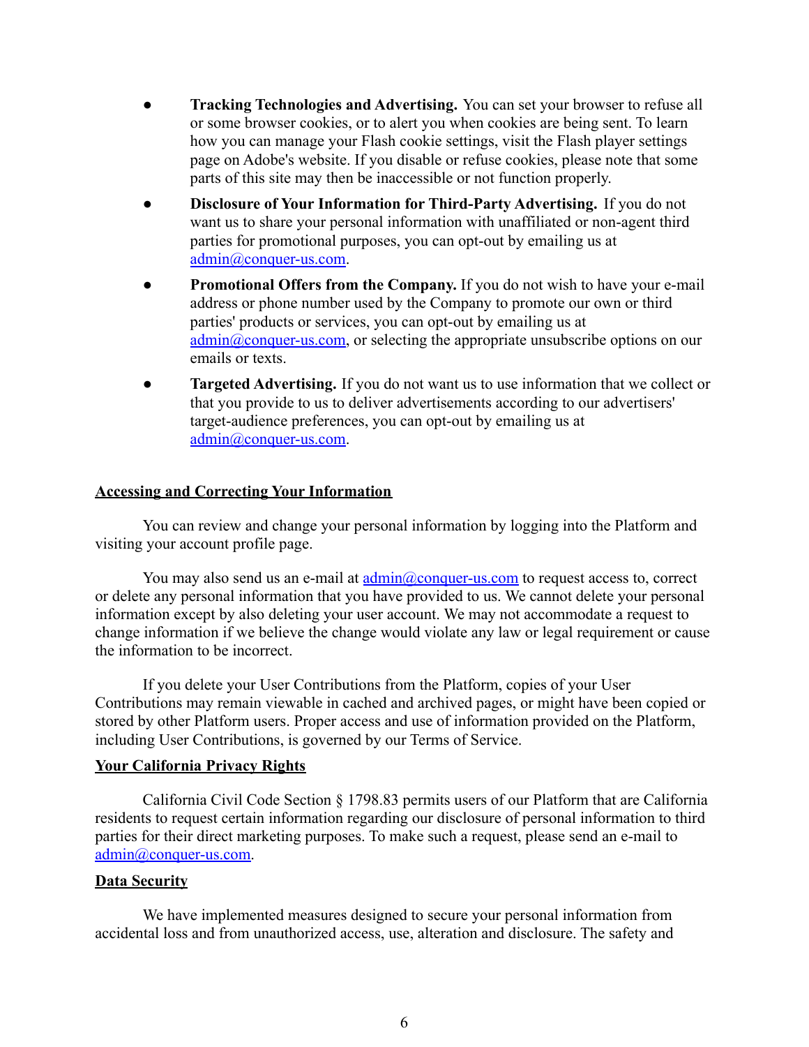- **Tracking Technologies and Advertising.** You can set your browser to refuse all or some browser cookies, or to alert you when cookies are being sent. To learn how you can manage your Flash cookie settings, visit the Flash player settings page on Adobe's website. If you disable or refuse cookies, please note that some parts of this site may then be inaccessible or not function properly.
- **Disclosure of Your Information for Third-Party Advertising.** If you do not want us to share your personal information with unaffiliated or non-agent third parties for promotional purposes, you can opt-out by emailing us at admin@conquer-us.com.
- **Promotional Offers from the Company.** If you do not wish to have your e-mail address or phone number used by the Company to promote our own or third parties' products or services, you can opt-out by emailing us at admin@conquer-us.com, or selecting the appropriate unsubscribe options on our emails or texts.
- **Targeted Advertising.** If you do not want us to use information that we collect or that you provide to us to deliver advertisements according to our advertisers' target-audience preferences, you can opt-out by emailing us at admin@conquer-us.com.

## Accessing and Correcting Your Information

You can review and change your personal information by logging into the Platform and visiting your account profile page.

You may also send us an e-mail at admin@conquer-us.com to request access to, correct or delete any personal information that you have provided to us. We cannot delete your personal information except by also deleting your user account. We may not accommodate a request to change information if we believe the change would violate any law or legal requirement or cause the information to be incorrect.

If you delete your User Contributions from the Platform, copies of your User Contributions may remain viewable in cached and archived pages, or might have been copied or stored by other Platform users. Proper access and use of information provided on the Platform, including User Contributions, is governed by our Terms of Service.

## Your California Privacy Rights

California Civil Code Section § 1798.83 permits users of our Platform that are California residents to request certain information regarding our disclosure of personal information to third parties for their direct marketing purposes. To make such a request, please send an e-mail to admin@conquer-us.com.

## Data Security

We have implemented measures designed to secure your personal information from accidental loss and from unauthorized access, use, alteration and disclosure. The safety and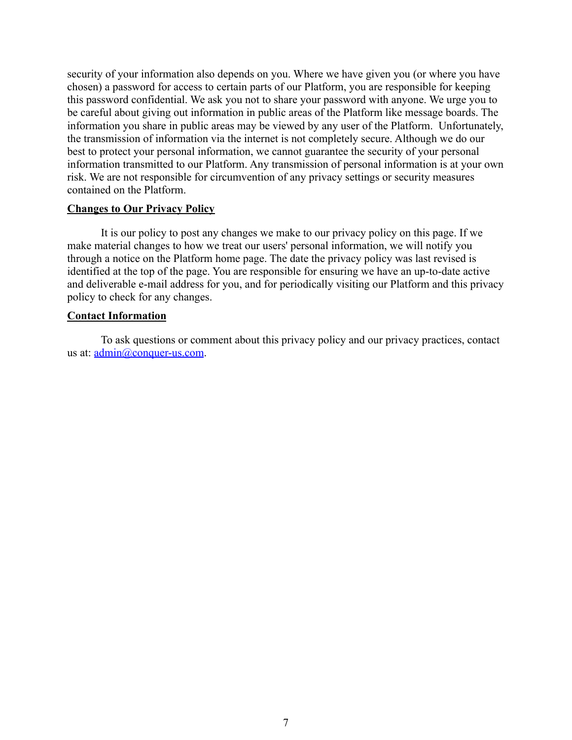security of your information also depends on you. Where we have given you (or where you have chosen) a password for access to certain parts of our Platform, you are responsible for keeping this password confidential. We ask you not to share your password with anyone. We urge you to be careful about giving out information in public areas of the Platform like message boards. The information you share in public areas may be viewed by any user of the Platform. Unfortunately, the transmission of information via the internet is not completely secure. Although we do our best to protect your personal information, we cannot guarantee the security of your personal information transmitted to our Platform. Any transmission of personal information is at your own risk. We are not responsible for circumvention of any privacy settings or security measures contained on the Platform.

**Changes to Our Privacy Policy**

It is our policy to post any changes we make to our privacy policy on this page. If we make material changes to how we treat our users' personal information, we will notify you through a notice on the Platform home page. The date the privacy policy was last revised is identified at the top of the page. You are responsible for ensuring we have an up-to-date active and deliverable e-mail address for you, and for periodically visiting our Platform and this privacy policy to check for any changes.

**Contact Information**

To ask questions or comment about this privacy policy and our privacy practices, contact us at: admin@conquer-us.com.